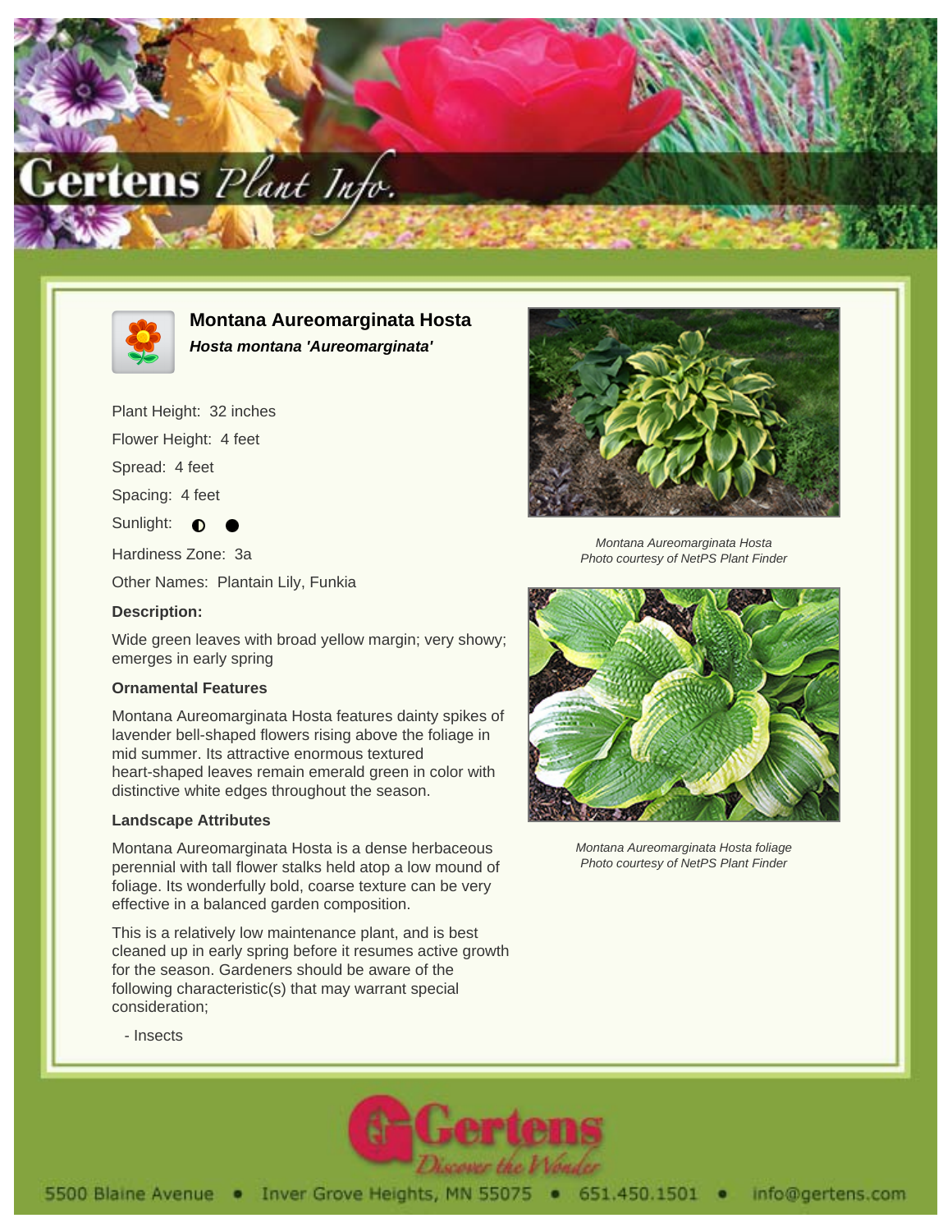# Montana Aureomarginata Hosta

***Hosta montana 'Aureomarginata'***

Plant Height: 32 inches

Flower Height: 4 feet

Spread: 4 feet

Spacing: 4 feet

Sunlight: ◐ ●

Hardiness Zone: 3a

Other Names: Plantain Lily, Funkia

**Description:**

Wide green leaves with broad yellow margin; very showy; emerges in early spring

### Ornamental Features

Montana Aureomarginata Hosta features dainty spikes of lavender bell-shaped flowers rising above the foliage in mid summer. Its attractive enormous textured heart-shaped leaves remain emerald green in color with distinctive white edges throughout the season.

### Landscape Attributes

Montana Aureomarginata Hosta is a dense herbaceous perennial with tall flower stalks held atop a low mound of foliage. Its wonderfully bold, coarse texture can be very effective in a balanced garden composition.

This is a relatively low maintenance plant, and is best cleaned up in early spring before it resumes active growth for the season. Gardeners should be aware of the following characteristic(s) that may warrant special consideration;

- Insects

*Montana Aureomarginata Hosta*
*Photo courtesy of NetPS Plant Finder*

*Montana Aureomarginata Hosta foliage*
*Photo courtesy of NetPS Plant Finder*

5500 Blaine Avenue • Inver Grove Heights, MN 55075 • 651.450.1501 • info@gertens.com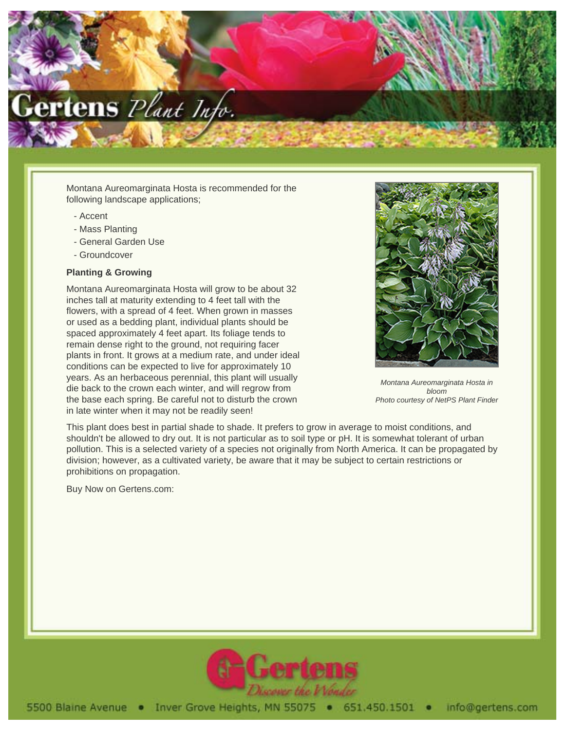Montana Aureomarginata Hosta is recommended for the following landscape applications;

- Accent
- Mass Planting
- General Garden Use
- Groundcover

**Planting & Growing**

Montana Aureomarginata Hosta will grow to be about 32 inches tall at maturity extending to 4 feet tall with the flowers, with a spread of 4 feet. When grown in masses or used as a bedding plant, individual plants should be spaced approximately 4 feet apart. Its foliage tends to remain dense right to the ground, not requiring facer plants in front. It grows at a medium rate, and under ideal conditions can be expected to live for approximately 10 years. As an herbaceous perennial, this plant will usually die back to the crown each winter, and will regrow from the base each spring. Be careful not to disturb the crown in late winter when it may not be readily seen!

*Montana Aureomarginata Hosta in bloom*
*Photo courtesy of NetPS Plant Finder*

This plant does best in partial shade to shade. It prefers to grow in average to moist conditions, and shouldn't be allowed to dry out. It is not particular as to soil type or pH. It is somewhat tolerant of urban pollution. This is a selected variety of a species not originally from North America. It can be propagated by division; however, as a cultivated variety, be aware that it may be subject to certain restrictions or prohibitions on propagation.

Buy Now on Gertens.com: